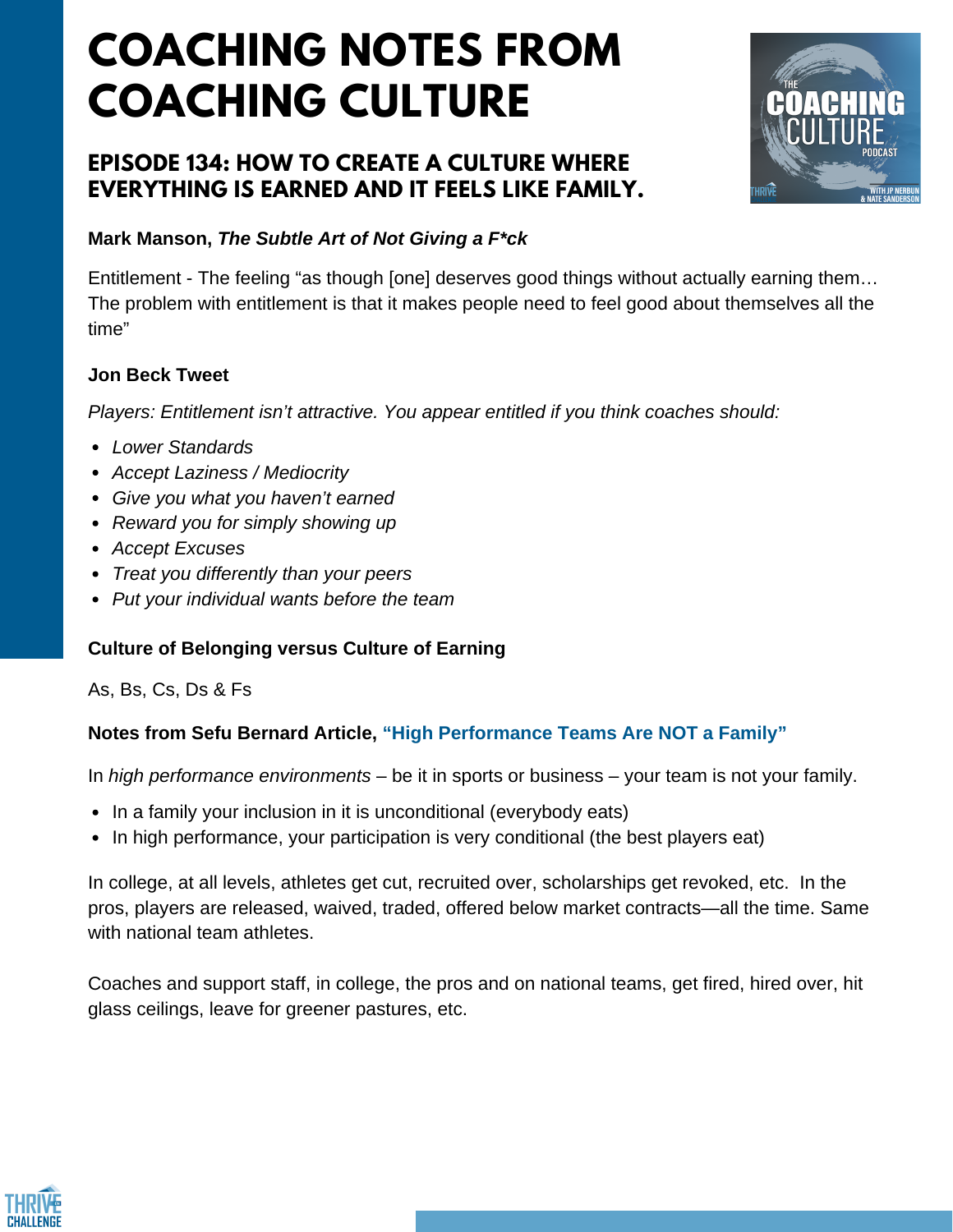# COACHING NOTES FROM COACHING CULTURE

## EPISODE 134: HOW TO CREATE A CULTURE WHERE EVERYTHING IS EARNED AND IT FEELS LIKE FAMILY.

**Mark Manson, *The Subtle Art of Not Giving a F*ck***

Entitlement - The feeling "as though [one] deserves good things without actually earning them… The problem with entitlement is that it makes people need to feel good about themselves all the time"

**Jon Beck Tweet**

*Players: Entitlement isn't attractive. You appear entitled if you think coaches should:*

- *Lower Standards*
- *Accept Laziness / Mediocrity*
- *Give you what you haven't earned*
- *Reward you for simply showing up*
- *Accept Excuses*
- *Treat you differently than your peers*
- *Put your individual wants before the team*

**Culture of Belonging versus Culture of Earning**

As, Bs, Cs, Ds & Fs

**Notes from Sefu Bernard Article, "High Performance Teams Are NOT a Family"**

In *high performance environments* – be it in sports or business – your team is not your family.

- In a family your inclusion in it is unconditional (everybody eats)
- In high performance, your participation is very conditional (the best players eat)

In college, at all levels, athletes get cut, recruited over, scholarships get revoked, etc. In the pros, players are released, waived, traded, offered below market contracts—all the time. Same with national team athletes.

Coaches and support staff, in college, the pros and on national teams, get fired, hired over, hit glass ceilings, leave for greener pastures, etc.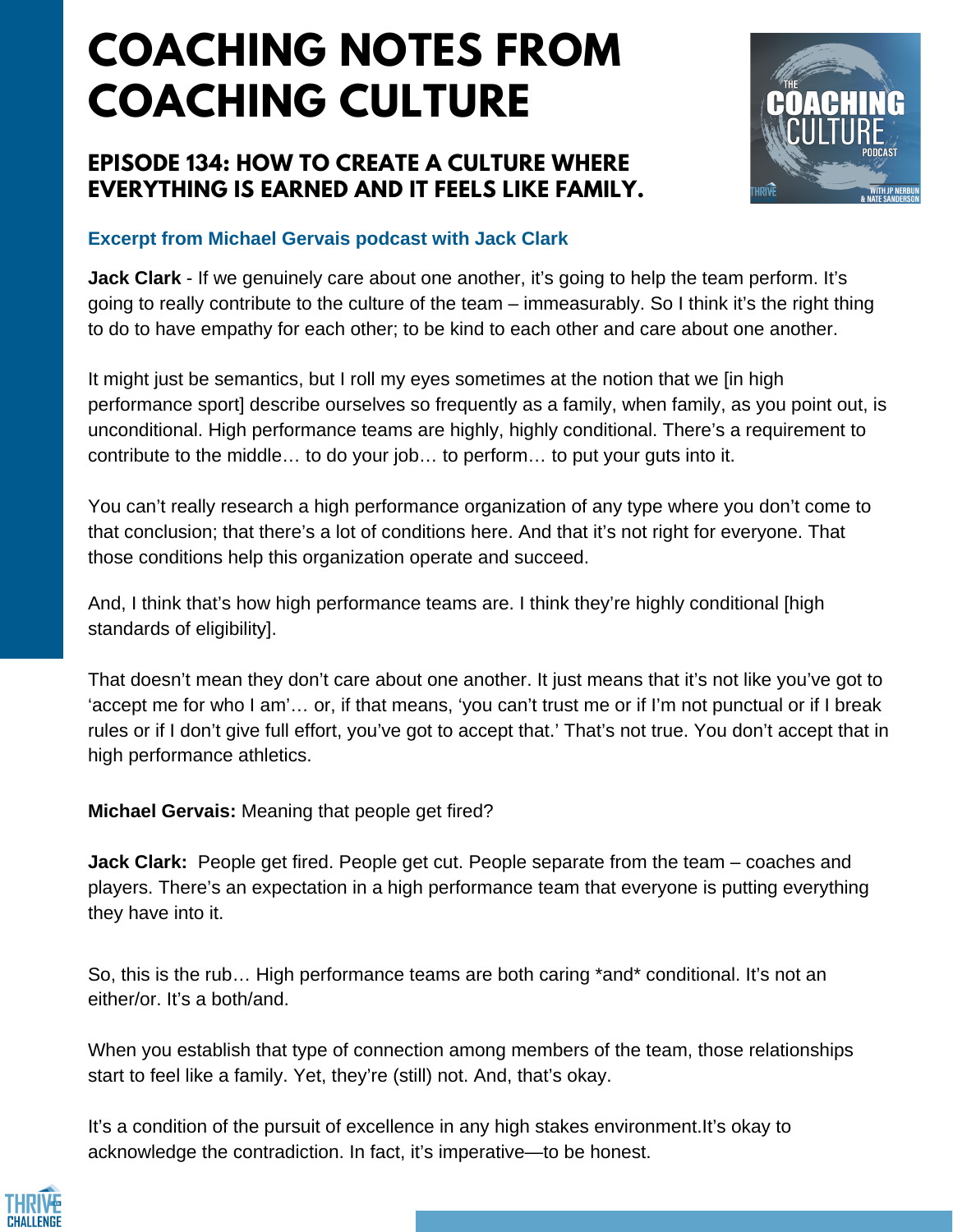# COACHING NOTES FROM COACHING CULTURE

## EPISODE 134: HOW TO CREATE A CULTURE WHERE EVERYTHING IS EARNED AND IT FEELS LIKE FAMILY.

### Excerpt from Michael Gervais podcast with Jack Clark

**Jack Clark** - If we genuinely care about one another, it's going to help the team perform. It's going to really contribute to the culture of the team – immeasurably. So I think it's the right thing to do to have empathy for each other; to be kind to each other and care about one another.

It might just be semantics, but I roll my eyes sometimes at the notion that we [in high performance sport] describe ourselves so frequently as a family, when family, as you point out, is unconditional. High performance teams are highly, highly conditional. There's a requirement to contribute to the middle… to do your job… to perform… to put your guts into it.

You can't really research a high performance organization of any type where you don't come to that conclusion; that there's a lot of conditions here. And that it's not right for everyone. That those conditions help this organization operate and succeed.

And, I think that's how high performance teams are. I think they're highly conditional [high standards of eligibility].

That doesn't mean they don't care about one another. It just means that it's not like you've got to 'accept me for who I am'… or, if that means, 'you can't trust me or if I'm not punctual or if I break rules or if I don't give full effort, you've got to accept that.' That's not true. You don't accept that in high performance athletics.

**Michael Gervais:** Meaning that people get fired?

**Jack Clark:** People get fired. People get cut. People separate from the team – coaches and players. There's an expectation in a high performance team that everyone is putting everything they have into it.

So, this is the rub… High performance teams are both caring *and* conditional. It's not an either/or. It's a both/and.

When you establish that type of connection among members of the team, those relationships start to feel like a family. Yet, they're (still) not. And, that's okay.

It's a condition of the pursuit of excellence in any high stakes environment.It's okay to acknowledge the contradiction. In fact, it's imperative—to be honest.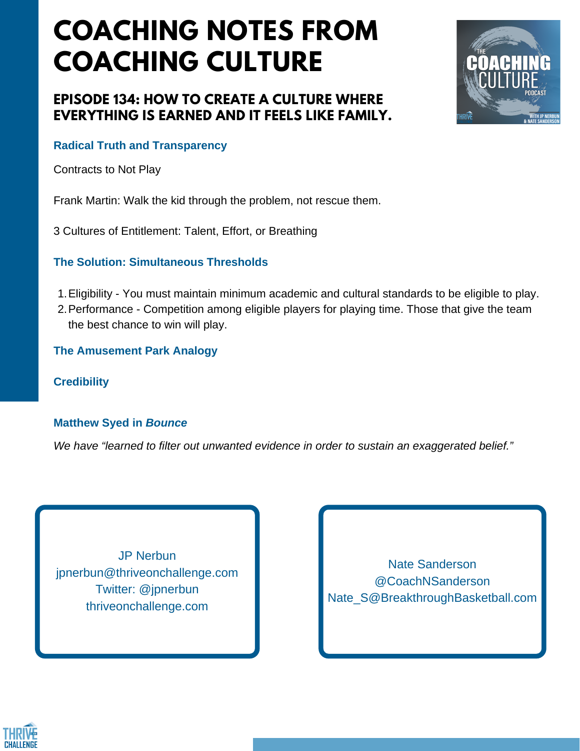# COACHING NOTES FROM COACHING CULTURE

## EPISODE 134: HOW TO CREATE A CULTURE WHERE EVERYTHING IS EARNED AND IT FEELS LIKE FAMILY.

### Radical Truth and Transparency

Contracts to Not Play

Frank Martin: Walk the kid through the problem, not rescue them.

3 Cultures of Entitlement: Talent, Effort, or Breathing

### The Solution: Simultaneous Thresholds

1. Eligibility - You must maintain minimum academic and cultural standards to be eligible to play.
2. Performance - Competition among eligible players for playing time. Those that give the team the best chance to win will play.

### The Amusement Park Analogy

### Credibility

### Matthew Syed in *Bounce*

*We have "learned to filter out unwanted evidence in order to sustain an exaggerated belief."*

JP Nerbun
jpnerbun@thriveonchallenge.com
Twitter: @jpnerbun
thriveonchallenge.com

Nate Sanderson
@CoachNSanderson
Nate_S@BreakthroughBasketball.com